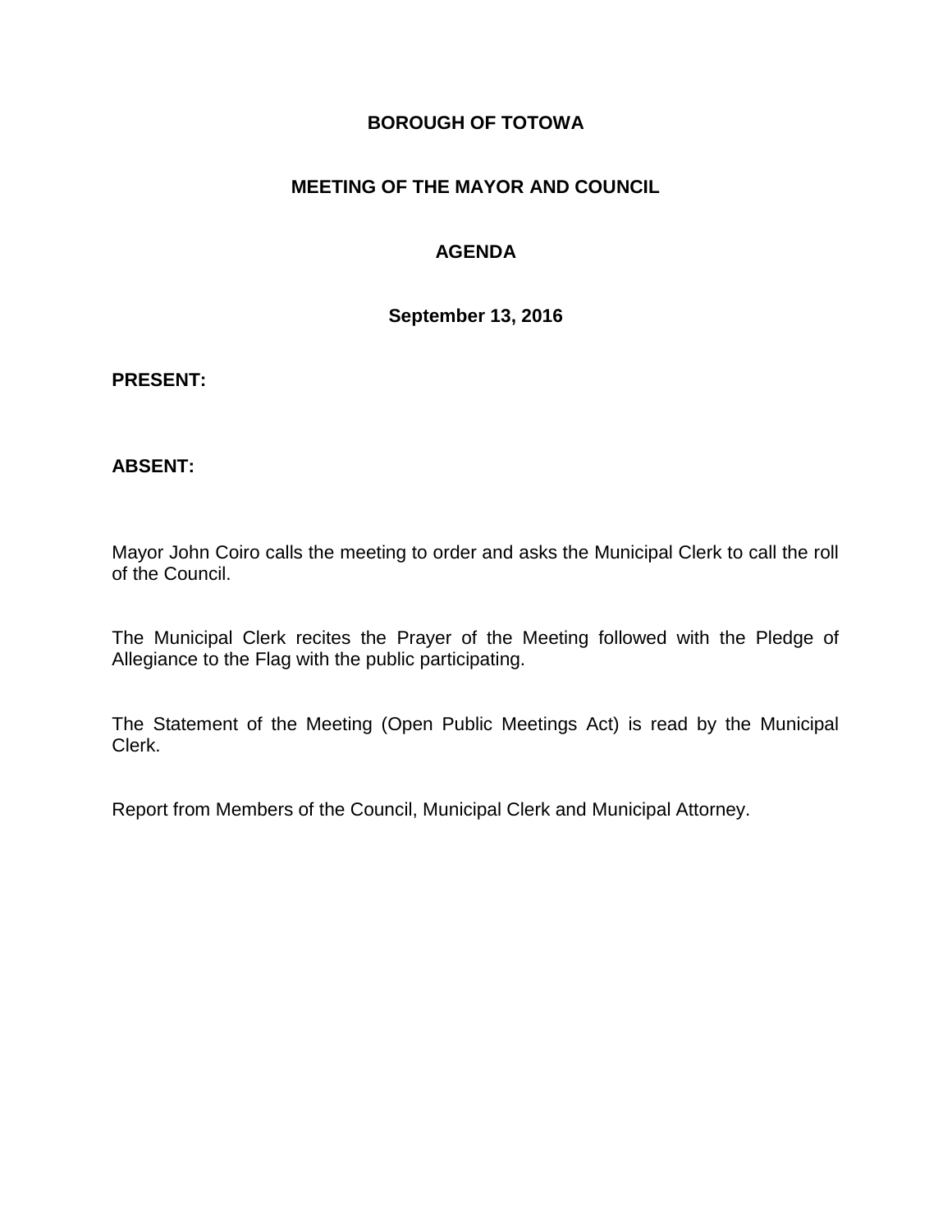# BOROUGH OF TOTOWA

## MEETING OF THE MAYOR AND COUNCIL

## AGENDA

### September 13, 2016

**PRESENT:**

**ABSENT:**

Mayor John Coiro calls the meeting to order and asks the Municipal Clerk to call the roll of the Council.

The Municipal Clerk recites the Prayer of the Meeting followed with the Pledge of Allegiance to the Flag with the public participating.

The Statement of the Meeting (Open Public Meetings Act) is read by the Municipal Clerk.

Report from Members of the Council, Municipal Clerk and Municipal Attorney.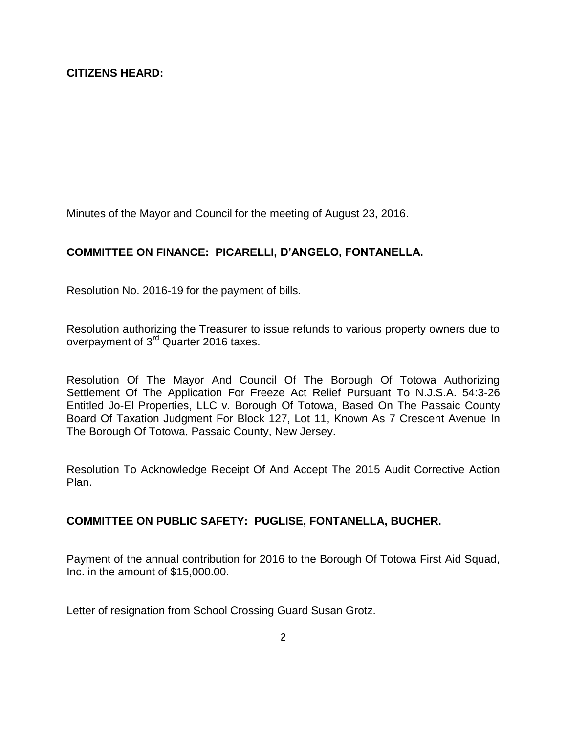**CITIZENS HEARD:**

Minutes of the Mayor and Council for the meeting of August 23, 2016.

**COMMITTEE ON FINANCE: PICARELLI, D'ANGELO, FONTANELLA.**

Resolution No. 2016-19 for the payment of bills.

Resolution authorizing the Treasurer to issue refunds to various property owners due to overpayment of 3rd Quarter 2016 taxes.

Resolution Of The Mayor And Council Of The Borough Of Totowa Authorizing Settlement Of The Application For Freeze Act Relief Pursuant To N.J.S.A. 54:3-26 Entitled Jo-El Properties, LLC v. Borough Of Totowa, Based On The Passaic County Board Of Taxation Judgment For Block 127, Lot 11, Known As 7 Crescent Avenue In The Borough Of Totowa, Passaic County, New Jersey.

Resolution To Acknowledge Receipt Of And Accept The 2015 Audit Corrective Action Plan.

**COMMITTEE ON PUBLIC SAFETY: PUGLISE, FONTANELLA, BUCHER.**

Payment of the annual contribution for 2016 to the Borough Of Totowa First Aid Squad, Inc. in the amount of $15,000.00.

Letter of resignation from School Crossing Guard Susan Grotz.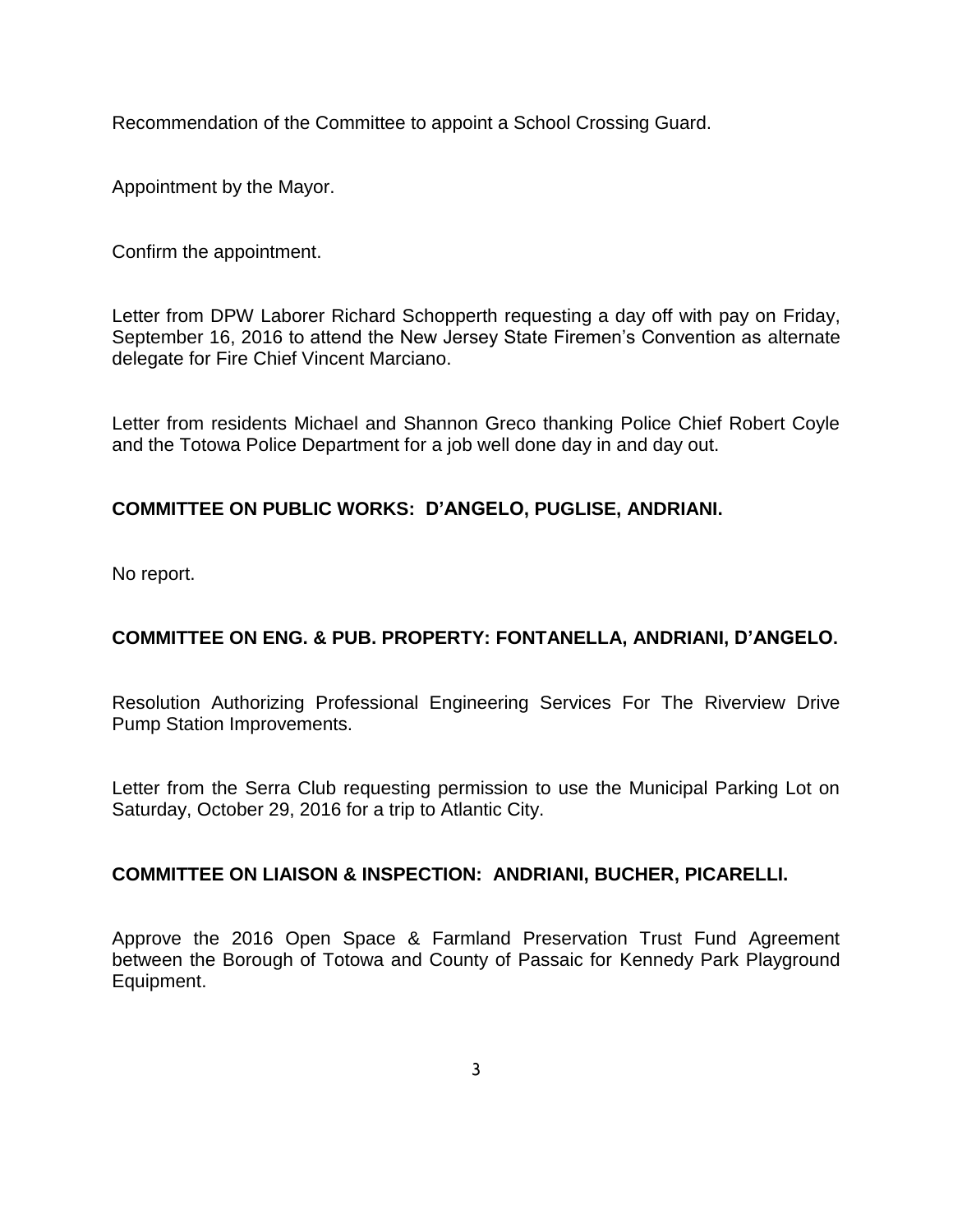Recommendation of the Committee to appoint a School Crossing Guard.

Appointment by the Mayor.

Confirm the appointment.

Letter from DPW Laborer Richard Schopperth requesting a day off with pay on Friday, September 16, 2016 to attend the New Jersey State Firemen's Convention as alternate delegate for Fire Chief Vincent Marciano.

Letter from residents Michael and Shannon Greco thanking Police Chief Robert Coyle and the Totowa Police Department for a job well done day in and day out.

**COMMITTEE ON PUBLIC WORKS: D'ANGELO, PUGLISE, ANDRIANI.**

No report.

**COMMITTEE ON ENG. & PUB. PROPERTY: FONTANELLA, ANDRIANI, D'ANGELO.**

Resolution Authorizing Professional Engineering Services For The Riverview Drive Pump Station Improvements.

Letter from the Serra Club requesting permission to use the Municipal Parking Lot on Saturday, October 29, 2016 for a trip to Atlantic City.

**COMMITTEE ON LIAISON & INSPECTION: ANDRIANI, BUCHER, PICARELLI.**

Approve the 2016 Open Space & Farmland Preservation Trust Fund Agreement between the Borough of Totowa and County of Passaic for Kennedy Park Playground Equipment.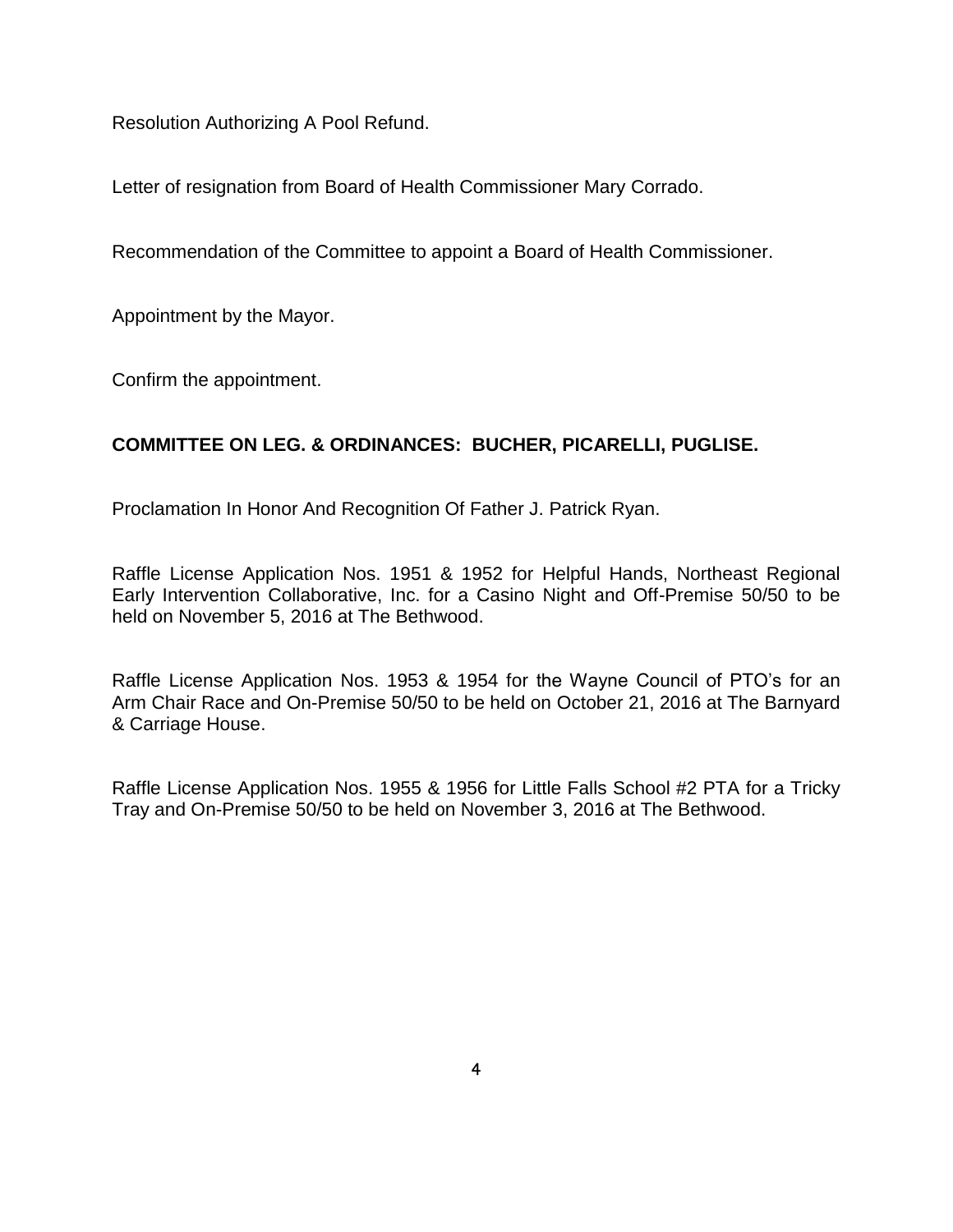Resolution Authorizing A Pool Refund.

Letter of resignation from Board of Health Commissioner Mary Corrado.

Recommendation of the Committee to appoint a Board of Health Commissioner.

Appointment by the Mayor.

Confirm the appointment.

**COMMITTEE ON LEG. & ORDINANCES: BUCHER, PICARELLI, PUGLISE.**

Proclamation In Honor And Recognition Of Father J. Patrick Ryan.

Raffle License Application Nos. 1951 & 1952 for Helpful Hands, Northeast Regional Early Intervention Collaborative, Inc. for a Casino Night and Off-Premise 50/50 to be held on November 5, 2016 at The Bethwood.

Raffle License Application Nos. 1953 & 1954 for the Wayne Council of PTO's for an Arm Chair Race and On-Premise 50/50 to be held on October 21, 2016 at The Barnyard & Carriage House.

Raffle License Application Nos. 1955 & 1956 for Little Falls School #2 PTA for a Tricky Tray and On-Premise 50/50 to be held on November 3, 2016 at The Bethwood.